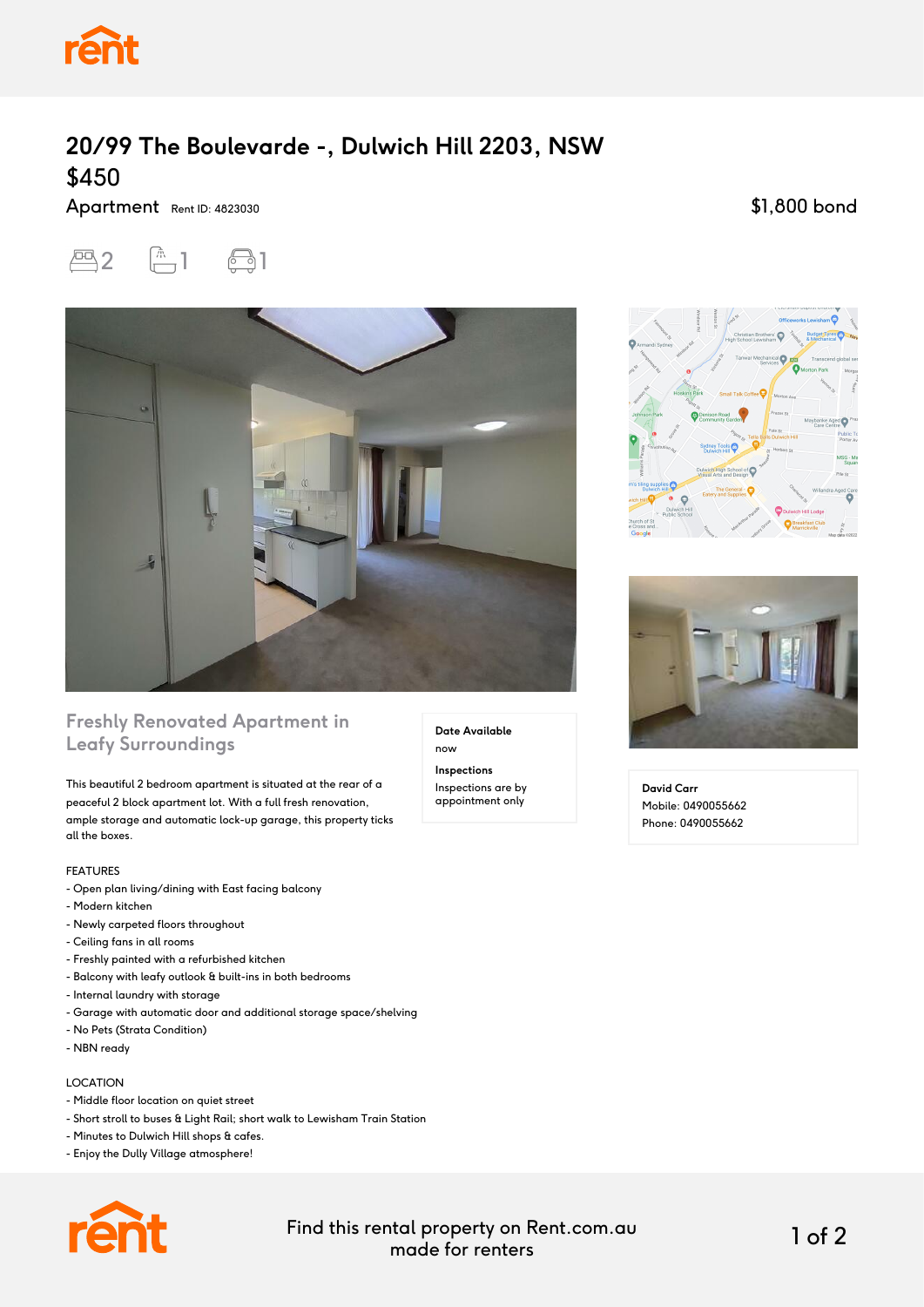# 20/99 The Boulevarde -, Dulwich Hill 2203, NSW

**$450**

Apartment Rent ID: 4823030

$1,800 bond

2 1 1

## Freshly Renovated Apartment in Leafy Surroundings

This beautiful 2 bedroom apartment is situated at the rear of a peaceful 2 block apartment lot. With a full fresh renovation, ample storage and automatic lock-up garage, this property ticks all the boxes.

FEATURES
- Open plan living/dining with East facing balcony
- Modern kitchen
- Newly carpeted floors throughout
- Ceiling fans in all rooms
- Freshly painted with a refurbished kitchen
- Balcony with leafy outlook & built-ins in both bedrooms
- Internal laundry with storage
- Garage with automatic door and additional storage space/shelving
- No Pets (Strata Condition)
- NBN ready

LOCATION
- Middle floor location on quiet street
- Short stroll to buses & Light Rail; short walk to Lewisham Train Station
- Minutes to Dulwich Hill shops & cafes.
- Enjoy the Dully Village atmosphere!

**Date Available**
now

**Inspections**
Inspections are by appointment only

**David Carr**
Mobile: 0490055662
Phone: 0490055662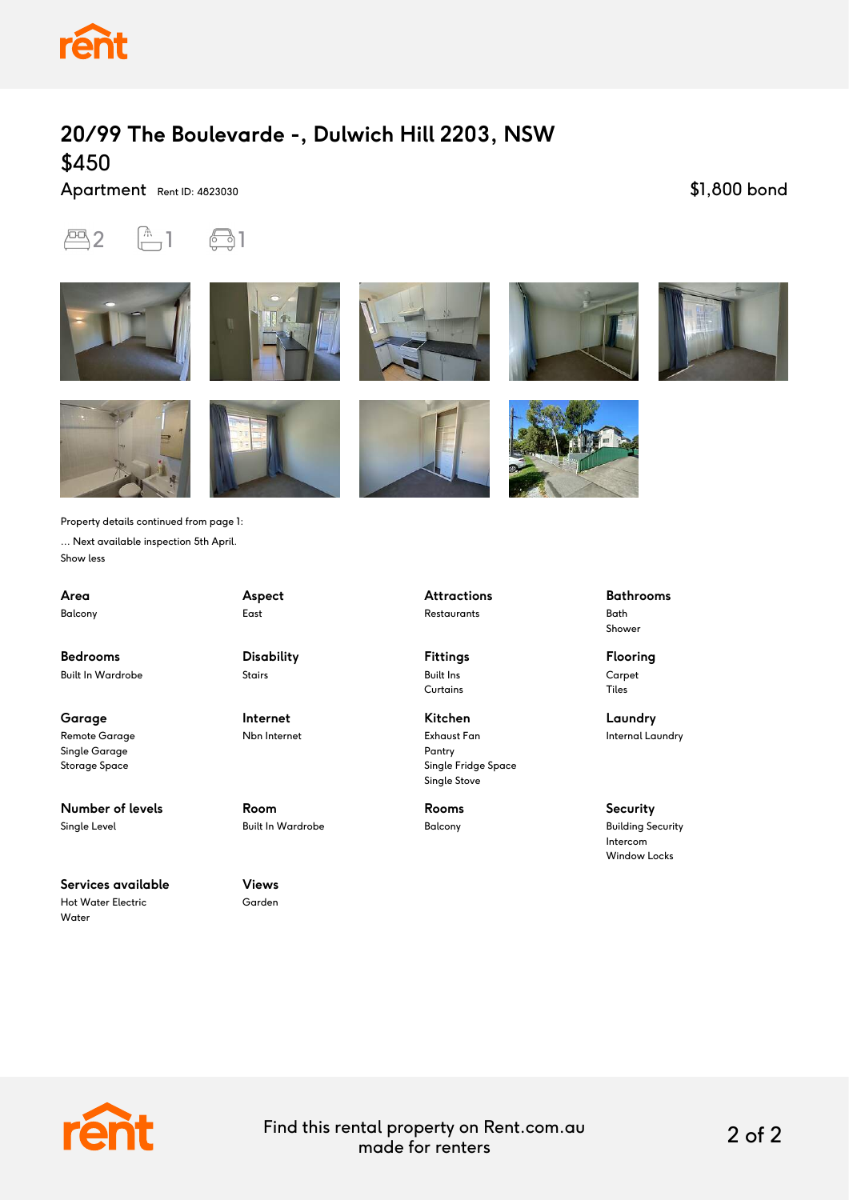# 20/99 The Boulevarde -, Dulwich Hill 2203, NSW

## $450

Apartment Rent ID: 4823030

$1,800 bond

2 1 1

Property details continued from page 1:

... Next available inspection 5th April.

Show less

**Area**
Balcony

**Aspect**
East

**Attractions**
Restaurants

**Bathrooms**
Bath
Shower

**Bedrooms**
Built In Wardrobe

**Disability**
Stairs

**Fittings**
Built Ins
Curtains

**Flooring**
Carpet
Tiles

**Garage**
Remote Garage
Single Garage
Storage Space

**Internet**
Nbn Internet

**Kitchen**
Exhaust Fan
Pantry
Single Fridge Space
Single Stove

**Laundry**
Internal Laundry

**Number of levels**
Single Level

**Room**
Built In Wardrobe

**Rooms**
Balcony

**Security**
Building Security
Intercom
Window Locks

**Services available**
Hot Water Electric
Water

**Views**
Garden

Find this rental property on Rent.com.au
made for renters